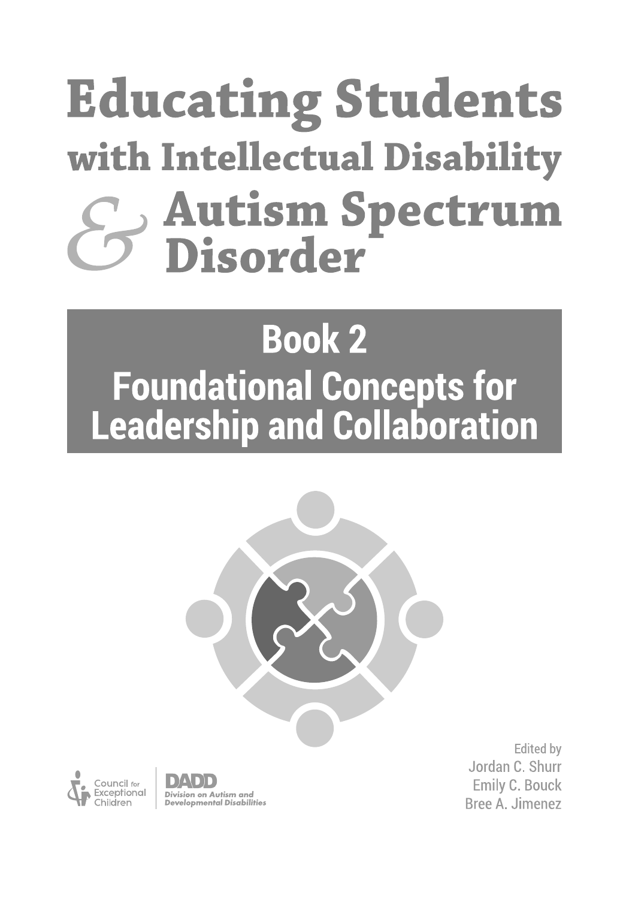# Educating Students with Intellectual Disability & Autism Spectrum Disorder

## Book 2
## Foundational Concepts for Leadership and Collaboration

Edited by
Jordan C. Shurr
Emily C. Bouck
Bree A. Jimenez

Council for Exceptional Children

DADD
*Division on Autism and Developmental Disabilities*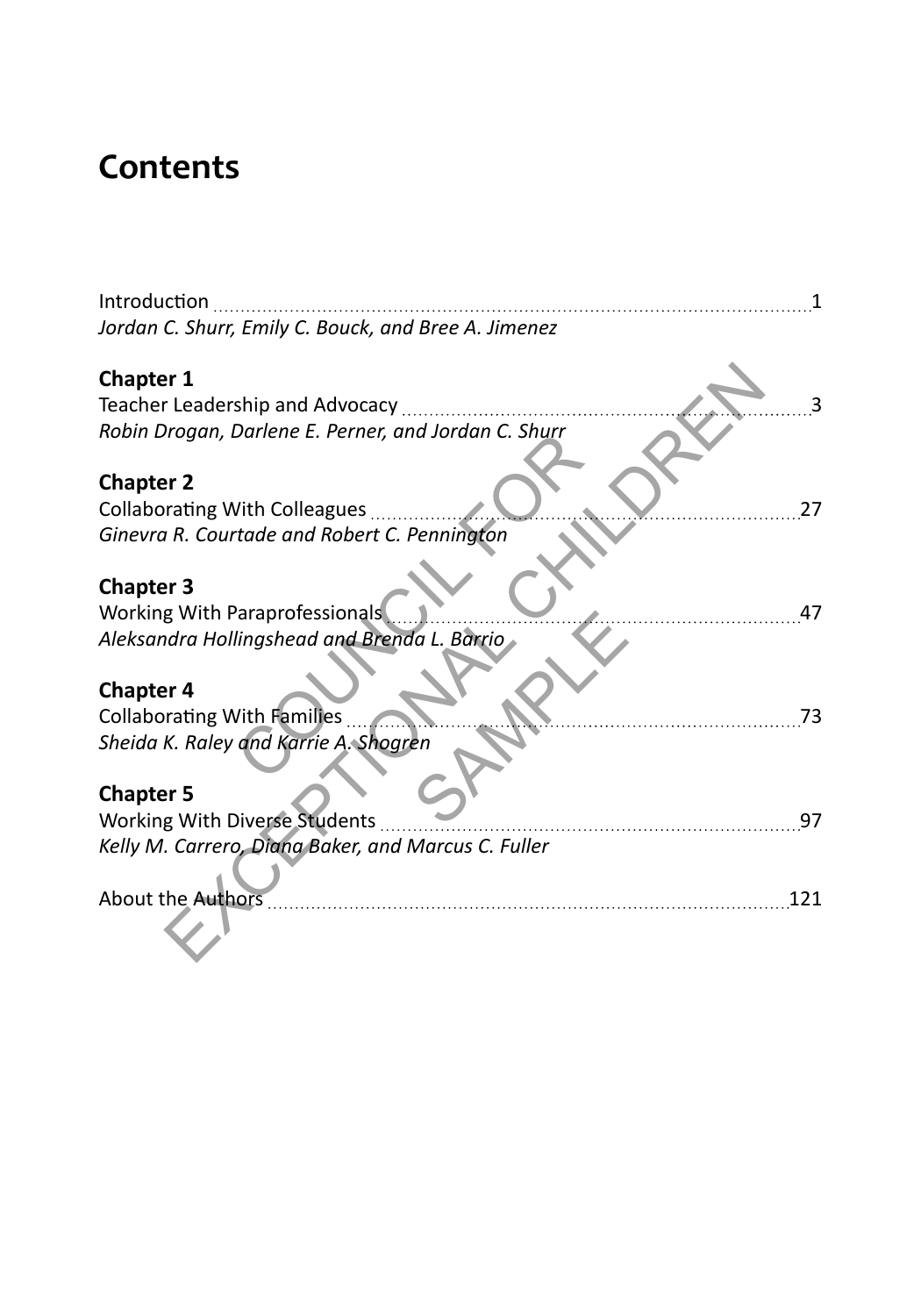# Contents

Introduction ..... 1
*Jordan C. Shurr, Emily C. Bouck, and Bree A. Jimenez*

**Chapter 1**
Teacher Leadership and Advocacy ..... 3
*Robin Drogan, Darlene E. Perner, and Jordan C. Shurr*

**Chapter 2**
Collaborating With Colleagues ..... 27
*Ginevra R. Courtade and Robert C. Pennington*

**Chapter 3**
Working With Paraprofessionals ..... 47
*Aleksandra Hollingshead and Brenda L. Barrio*

**Chapter 4**
Collaborating With Families ..... 73
*Sheida K. Raley and Karrie A. Shogren*

**Chapter 5**
Working With Diverse Students ..... 97
*Kelly M. Carrero, Diana Baker, and Marcus C. Fuller*

About the Authors ..... 121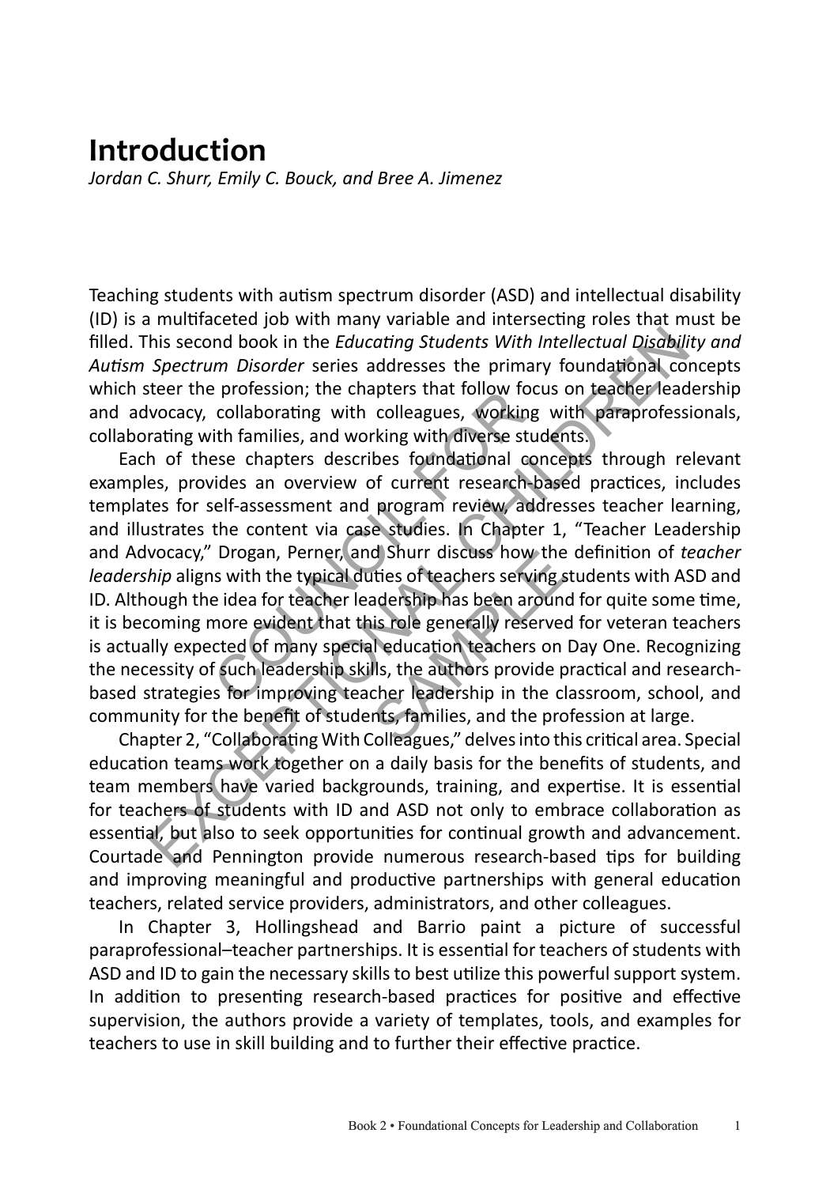# Introduction

*Jordan C. Shurr, Emily C. Bouck, and Bree A. Jimenez*

Teaching students with autism spectrum disorder (ASD) and intellectual disability (ID) is a multifaceted job with many variable and intersecting roles that must be filled. This second book in the *Educating Students With Intellectual Disability and Autism Spectrum Disorder* series addresses the primary foundational concepts which steer the profession; the chapters that follow focus on teacher leadership and advocacy, collaborating with colleagues, working with paraprofessionals, collaborating with families, and working with diverse students.

Each of these chapters describes foundational concepts through relevant examples, provides an overview of current research-based practices, includes templates for self-assessment and program review, addresses teacher learning, and illustrates the content via case studies. In Chapter 1, "Teacher Leadership and Advocacy," Drogan, Perner, and Shurr discuss how the definition of *teacher leadership* aligns with the typical duties of teachers serving students with ASD and ID. Although the idea for teacher leadership has been around for quite some time, it is becoming more evident that this role generally reserved for veteran teachers is actually expected of many special education teachers on Day One. Recognizing the necessity of such leadership skills, the authors provide practical and research-based strategies for improving teacher leadership in the classroom, school, and community for the benefit of students, families, and the profession at large.

Chapter 2, "Collaborating With Colleagues," delves into this critical area. Special education teams work together on a daily basis for the benefits of students, and team members have varied backgrounds, training, and expertise. It is essential for teachers of students with ID and ASD not only to embrace collaboration as essential, but also to seek opportunities for continual growth and advancement. Courtade and Pennington provide numerous research-based tips for building and improving meaningful and productive partnerships with general education teachers, related service providers, administrators, and other colleagues.

In Chapter 3, Hollingshead and Barrio paint a picture of successful paraprofessional–teacher partnerships. It is essential for teachers of students with ASD and ID to gain the necessary skills to best utilize this powerful support system. In addition to presenting research-based practices for positive and effective supervision, the authors provide a variety of templates, tools, and examples for teachers to use in skill building and to further their effective practice.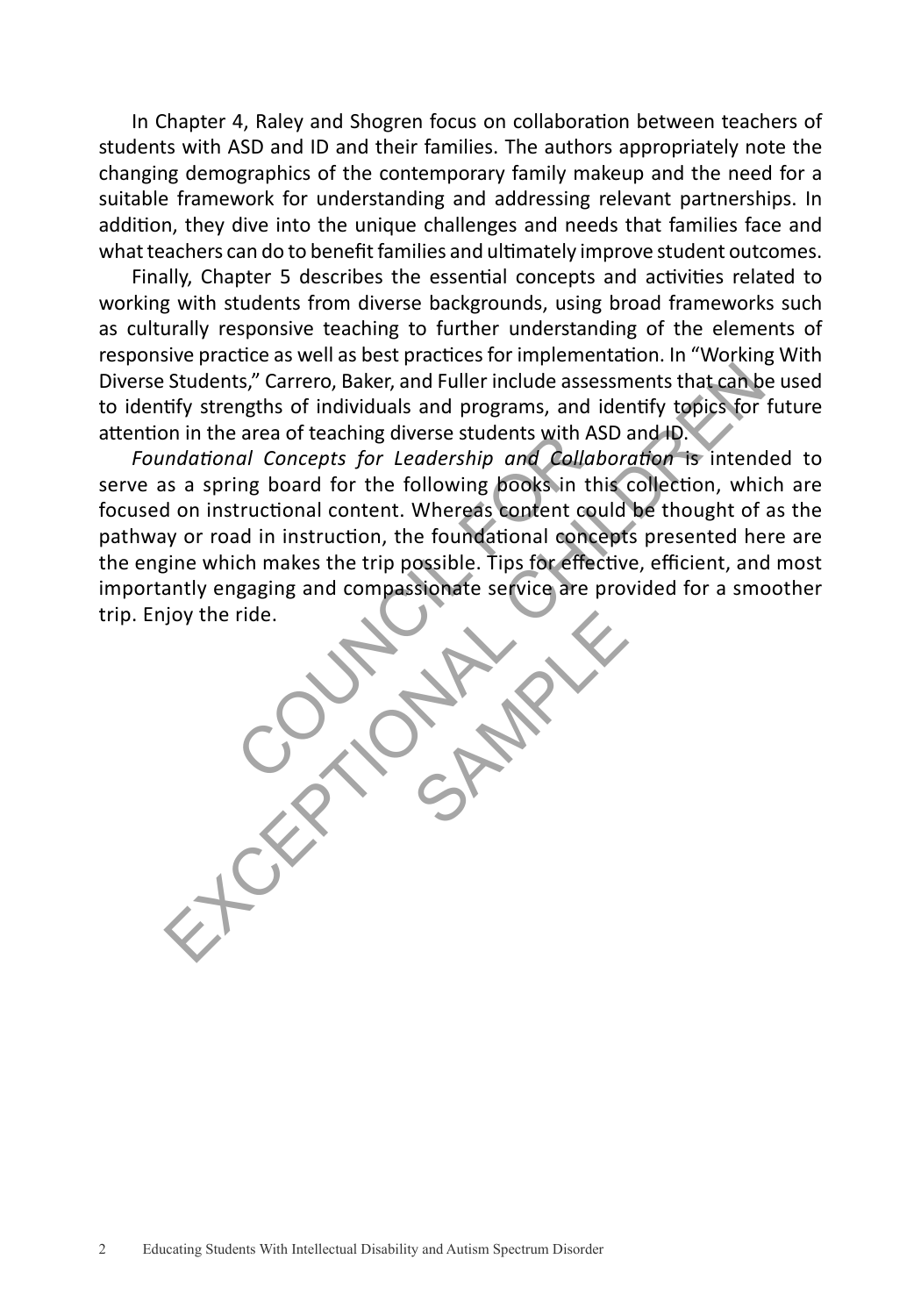In Chapter 4, Raley and Shogren focus on collaboration between teachers of students with ASD and ID and their families. The authors appropriately note the changing demographics of the contemporary family makeup and the need for a suitable framework for understanding and addressing relevant partnerships. In addition, they dive into the unique challenges and needs that families face and what teachers can do to benefit families and ultimately improve student outcomes.

Finally, Chapter 5 describes the essential concepts and activities related to working with students from diverse backgrounds, using broad frameworks such as culturally responsive teaching to further understanding of the elements of responsive practice as well as best practices for implementation. In "Working With Diverse Students," Carrero, Baker, and Fuller include assessments that can be used to identify strengths of individuals and programs, and identify topics for future attention in the area of teaching diverse students with ASD and ID.

*Foundational Concepts for Leadership and Collaboration* is intended to serve as a spring board for the following books in this collection, which are focused on instructional content. Whereas content could be thought of as the pathway or road in instruction, the foundational concepts presented here are the engine which makes the trip possible. Tips for effective, efficient, and most importantly engaging and compassionate service are provided for a smoother trip. Enjoy the ride.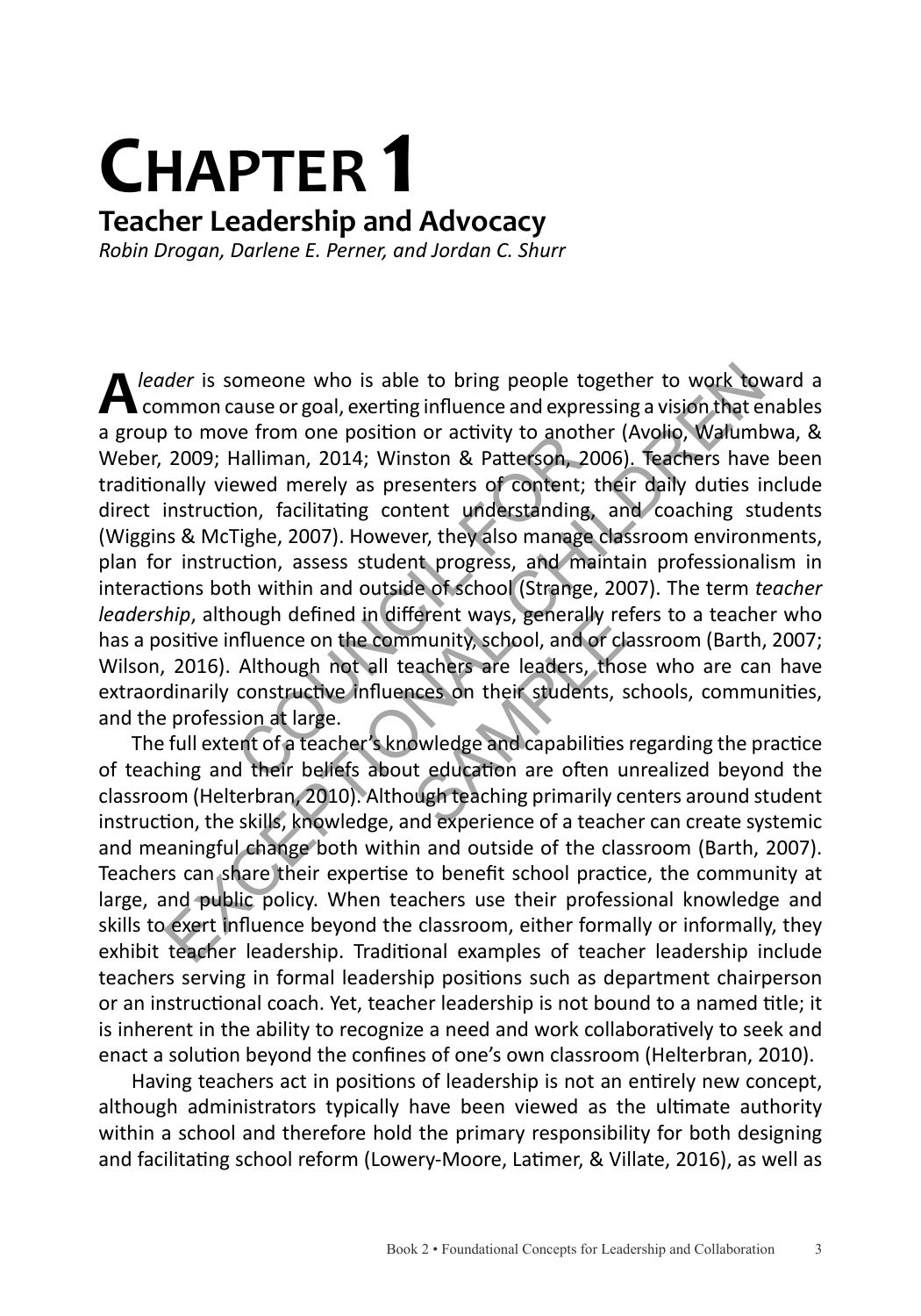# CHAPTER 1

## Teacher Leadership and Advocacy

*Robin Drogan, Darlene E. Perner, and Jordan C. Shurr*

A *leader* is someone who is able to bring people together to work toward a common cause or goal, exerting influence and expressing a vision that enables a group to move from one position or activity to another (Avolio, Walumbwa, & Weber, 2009; Halliman, 2014; Winston & Patterson, 2006). Teachers have been traditionally viewed merely as presenters of content; their daily duties include direct instruction, facilitating content understanding, and coaching students (Wiggins & McTighe, 2007). However, they also manage classroom environments, plan for instruction, assess student progress, and maintain professionalism in interactions both within and outside of school (Strange, 2007). The term *teacher leadership*, although defined in different ways, generally refers to a teacher who has a positive influence on the community, school, and or classroom (Barth, 2007; Wilson, 2016). Although not all teachers are leaders, those who are can have extraordinarily constructive influences on their students, schools, communities, and the profession at large.

The full extent of a teacher's knowledge and capabilities regarding the practice of teaching and their beliefs about education are often unrealized beyond the classroom (Helterbran, 2010). Although teaching primarily centers around student instruction, the skills, knowledge, and experience of a teacher can create systemic and meaningful change both within and outside of the classroom (Barth, 2007). Teachers can share their expertise to benefit school practice, the community at large, and public policy. When teachers use their professional knowledge and skills to exert influence beyond the classroom, either formally or informally, they exhibit teacher leadership. Traditional examples of teacher leadership include teachers serving in formal leadership positions such as department chairperson or an instructional coach. Yet, teacher leadership is not bound to a named title; it is inherent in the ability to recognize a need and work collaboratively to seek and enact a solution beyond the confines of one's own classroom (Helterbran, 2010).

Having teachers act in positions of leadership is not an entirely new concept, although administrators typically have been viewed as the ultimate authority within a school and therefore hold the primary responsibility for both designing and facilitating school reform (Lowery-Moore, Latimer, & Villate, 2016), as well as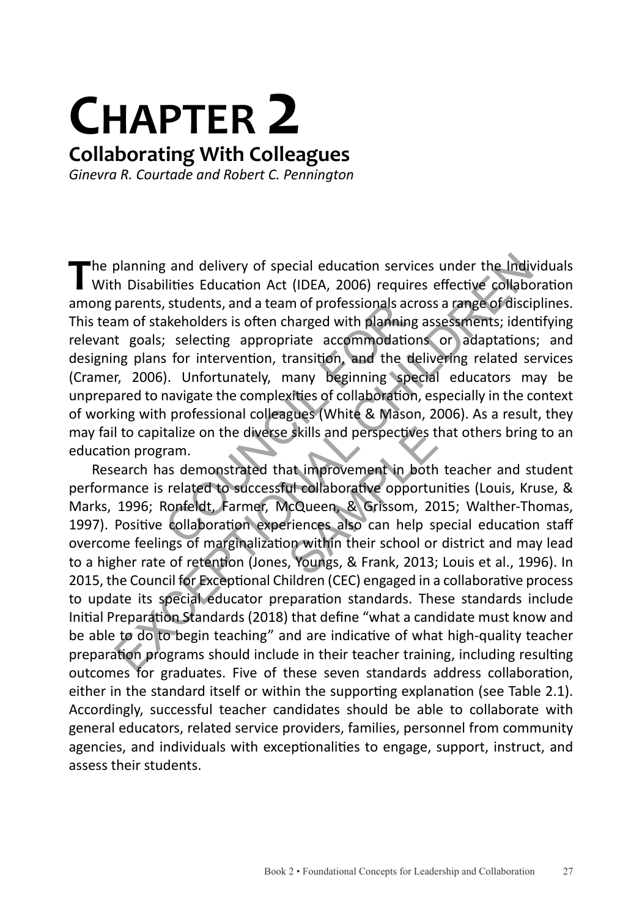# Chapter 2

## Collaborating With Colleagues

*Ginevra R. Courtade and Robert C. Pennington*

The planning and delivery of special education services under the Individuals With Disabilities Education Act (IDEA, 2006) requires effective collaboration among parents, students, and a team of professionals across a range of disciplines. This team of stakeholders is often charged with planning assessments; identifying relevant goals; selecting appropriate accommodations or adaptations; and designing plans for intervention, transition, and the delivering related services (Cramer, 2006). Unfortunately, many beginning special educators may be unprepared to navigate the complexities of collaboration, especially in the context of working with professional colleagues (White & Mason, 2006). As a result, they may fail to capitalize on the diverse skills and perspectives that others bring to an education program.

Research has demonstrated that improvement in both teacher and student performance is related to successful collaborative opportunities (Louis, Kruse, & Marks, 1996; Ronfeldt, Farmer, McQueen, & Grissom, 2015; Walther-Thomas, 1997). Positive collaboration experiences also can help special education staff overcome feelings of marginalization within their school or district and may lead to a higher rate of retention (Jones, Youngs, & Frank, 2013; Louis et al., 1996). In 2015, the Council for Exceptional Children (CEC) engaged in a collaborative process to update its special educator preparation standards. These standards include Initial Preparation Standards (2018) that define "what a candidate must know and be able to do to begin teaching" and are indicative of what high-quality teacher preparation programs should include in their teacher training, including resulting outcomes for graduates. Five of these seven standards address collaboration, either in the standard itself or within the supporting explanation (see Table 2.1). Accordingly, successful teacher candidates should be able to collaborate with general educators, related service providers, families, personnel from community agencies, and individuals with exceptionalities to engage, support, instruct, and assess their students.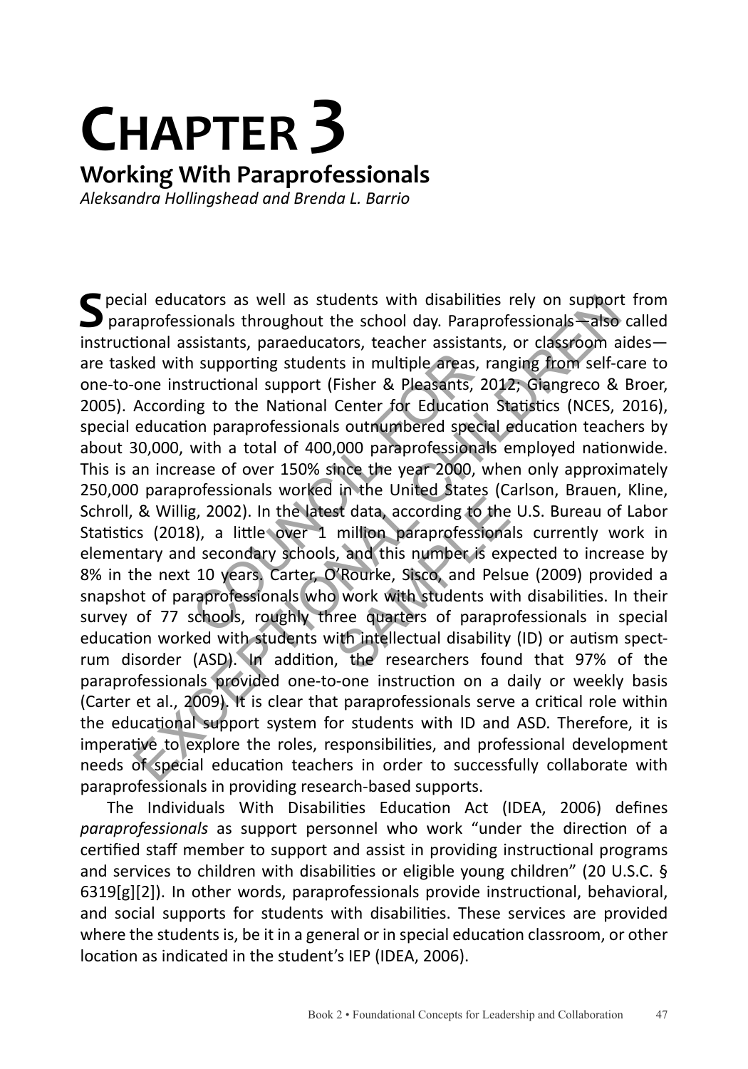# Chapter 3

## Working With Paraprofessionals

*Aleksandra Hollingshead and Brenda L. Barrio*

Special educators as well as students with disabilities rely on support from paraprofessionals throughout the school day. Paraprofessionals—also called instructional assistants, paraeducators, teacher assistants, or classroom aides—are tasked with supporting students in multiple areas, ranging from self-care to one-to-one instructional support (Fisher & Pleasants, 2012; Giangreco & Broer, 2005). According to the National Center for Education Statistics (NCES, 2016), special education paraprofessionals outnumbered special education teachers by about 30,000, with a total of 400,000 paraprofessionals employed nationwide. This is an increase of over 150% since the year 2000, when only approximately 250,000 paraprofessionals worked in the United States (Carlson, Brauen, Kline, Schroll, & Willig, 2002). In the latest data, according to the U.S. Bureau of Labor Statistics (2018), a little over 1 million paraprofessionals currently work in elementary and secondary schools, and this number is expected to increase by 8% in the next 10 years. Carter, O'Rourke, Sisco, and Pelsue (2009) provided a snapshot of paraprofessionals who work with students with disabilities. In their survey of 77 schools, roughly three quarters of paraprofessionals in special education worked with students with intellectual disability (ID) or autism spectrum disorder (ASD). In addition, the researchers found that 97% of the paraprofessionals provided one-to-one instruction on a daily or weekly basis (Carter et al., 2009). It is clear that paraprofessionals serve a critical role within the educational support system for students with ID and ASD. Therefore, it is imperative to explore the roles, responsibilities, and professional development needs of special education teachers in order to successfully collaborate with paraprofessionals in providing research-based supports.

The Individuals With Disabilities Education Act (IDEA, 2006) defines *paraprofessionals* as support personnel who work "under the direction of a certified staff member to support and assist in providing instructional programs and services to children with disabilities or eligible young children" (20 U.S.C. § 6319[g][2]). In other words, paraprofessionals provide instructional, behavioral, and social supports for students with disabilities. These services are provided where the students is, be it in a general or in special education classroom, or other location as indicated in the student's IEP (IDEA, 2006).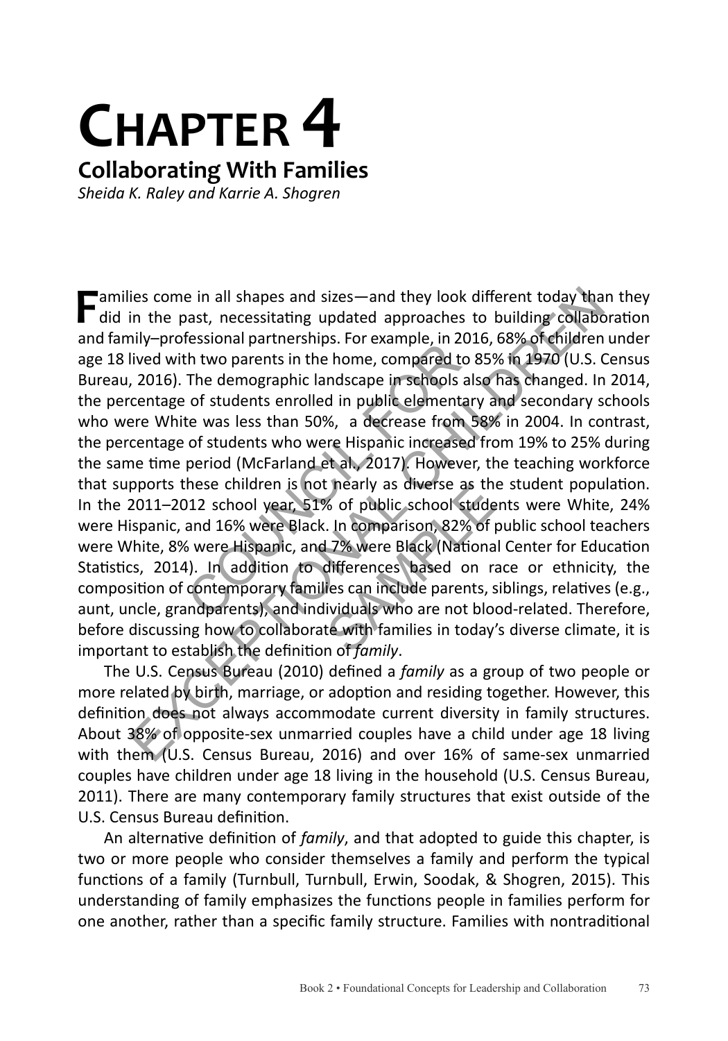# Chapter 4

## Collaborating With Families

*Sheida K. Raley and Karrie A. Shogren*

Families come in all shapes and sizes—and they look different today than they did in the past, necessitating updated approaches to building collaboration and family–professional partnerships. For example, in 2016, 68% of children under age 18 lived with two parents in the home, compared to 85% in 1970 (U.S. Census Bureau, 2016). The demographic landscape in schools also has changed. In 2014, the percentage of students enrolled in public elementary and secondary schools who were White was less than 50%, a decrease from 58% in 2004. In contrast, the percentage of students who were Hispanic increased from 19% to 25% during the same time period (McFarland et al., 2017). However, the teaching workforce that supports these children is not nearly as diverse as the student population. In the 2011–2012 school year, 51% of public school students were White, 24% were Hispanic, and 16% were Black. In comparison, 82% of public school teachers were White, 8% were Hispanic, and 7% were Black (National Center for Education Statistics, 2014). In addition to differences based on race or ethnicity, the composition of contemporary families can include parents, siblings, relatives (e.g., aunt, uncle, grandparents), and individuals who are not blood-related. Therefore, before discussing how to collaborate with families in today's diverse climate, it is important to establish the definition of *family*.

The U.S. Census Bureau (2010) defined a *family* as a group of two people or more related by birth, marriage, or adoption and residing together. However, this definition does not always accommodate current diversity in family structures. About 38% of opposite-sex unmarried couples have a child under age 18 living with them (U.S. Census Bureau, 2016) and over 16% of same-sex unmarried couples have children under age 18 living in the household (U.S. Census Bureau, 2011). There are many contemporary family structures that exist outside of the U.S. Census Bureau definition.

An alternative definition of *family*, and that adopted to guide this chapter, is two or more people who consider themselves a family and perform the typical functions of a family (Turnbull, Turnbull, Erwin, Soodak, & Shogren, 2015). This understanding of family emphasizes the functions people in families perform for one another, rather than a specific family structure. Families with nontraditional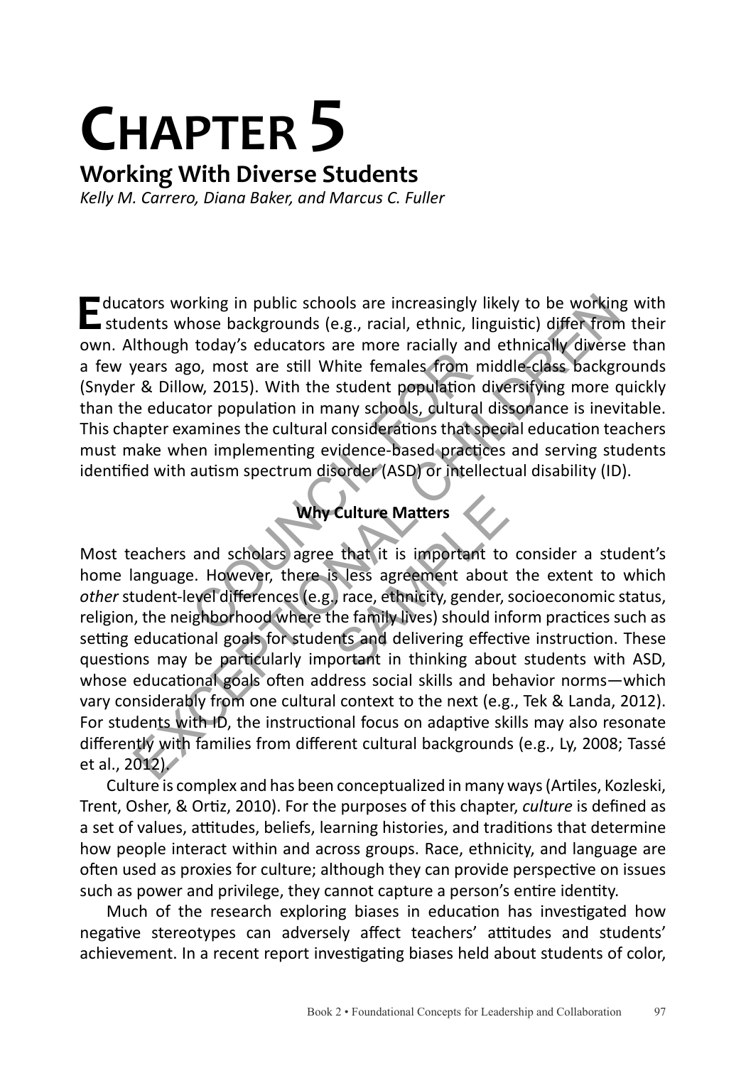# Chapter 5

## Working With Diverse Students

*Kelly M. Carrero, Diana Baker, and Marcus C. Fuller*

Educators working in public schools are increasingly likely to be working with students whose backgrounds (e.g., racial, ethnic, linguistic) differ from their own. Although today's educators are more racially and ethnically diverse than a few years ago, most are still White females from middle-class backgrounds (Snyder & Dillow, 2015). With the student population diversifying more quickly than the educator population in many schools, cultural dissonance is inevitable. This chapter examines the cultural considerations that special education teachers must make when implementing evidence-based practices and serving students identified with autism spectrum disorder (ASD) or intellectual disability (ID).

### Why Culture Matters

Most teachers and scholars agree that it is important to consider a student's home language. However, there is less agreement about the extent to which *other* student-level differences (e.g., race, ethnicity, gender, socioeconomic status, religion, the neighborhood where the family lives) should inform practices such as setting educational goals for students and delivering effective instruction. These questions may be particularly important in thinking about students with ASD, whose educational goals often address social skills and behavior norms—which vary considerably from one cultural context to the next (e.g., Tek & Landa, 2012). For students with ID, the instructional focus on adaptive skills may also resonate differently with families from different cultural backgrounds (e.g., Ly, 2008; Tassé et al., 2012).

Culture is complex and has been conceptualized in many ways (Artiles, Kozleski, Trent, Osher, & Ortiz, 2010). For the purposes of this chapter, *culture* is defined as a set of values, attitudes, beliefs, learning histories, and traditions that determine how people interact within and across groups. Race, ethnicity, and language are often used as proxies for culture; although they can provide perspective on issues such as power and privilege, they cannot capture a person's entire identity.

Much of the research exploring biases in education has investigated how negative stereotypes can adversely affect teachers' attitudes and students' achievement. In a recent report investigating biases held about students of color,